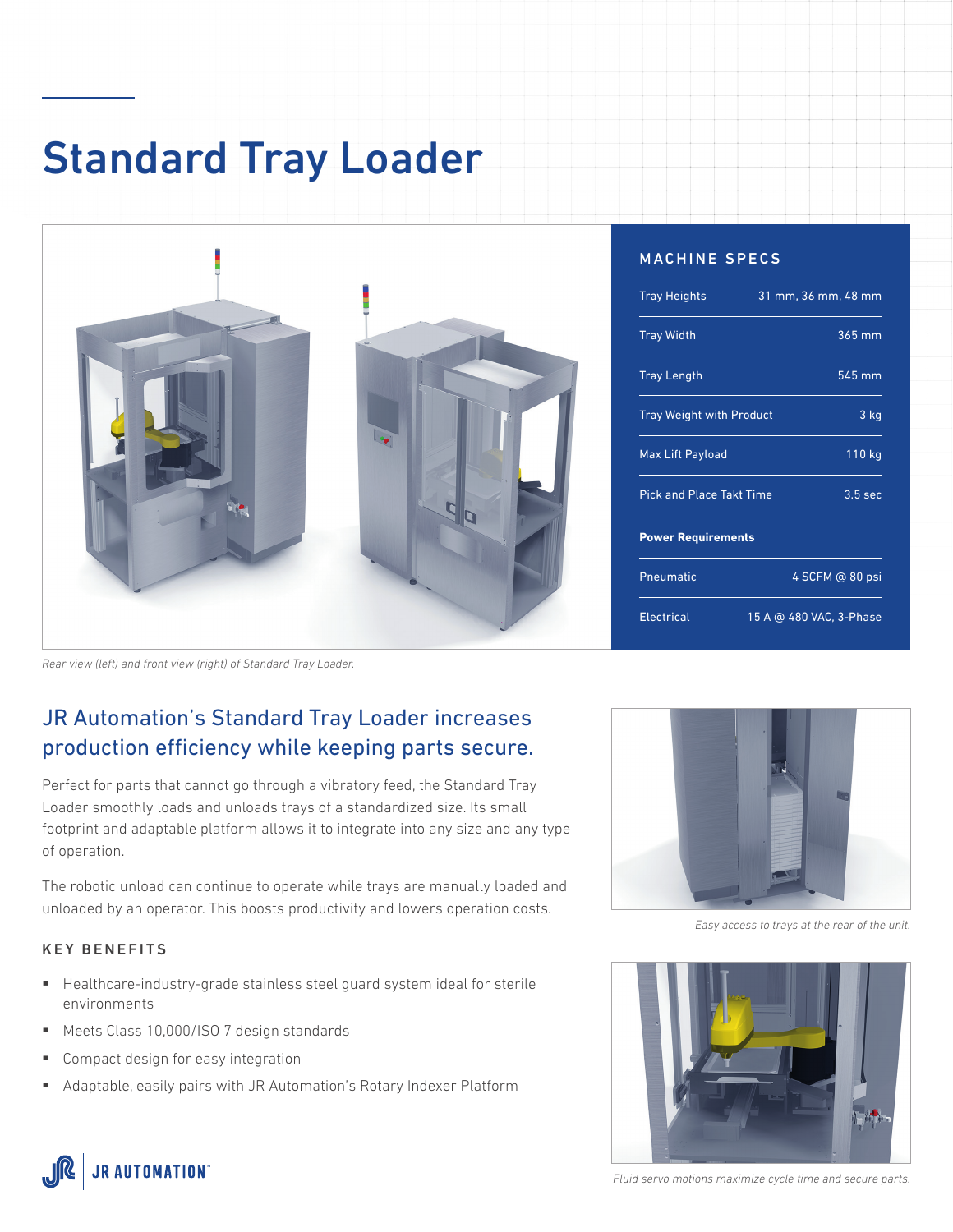# Standard Tray Loader

Rear view (left) and front view (right) of Standard Tray Loader.

## MACHINE SPECS

| | |
|---|---|
| Tray Heights | 31 mm, 36 mm, 48 mm |
| Tray Width | 365 mm |
| Tray Length | 545 mm |
| Tray Weight with Product | 3 kg |
| Max Lift Payload | 110 kg |
| Pick and Place Takt Time | 3.5 sec |
| **Power Requirements** | |
| Pneumatic | 4 SCFM @ 80 psi |
| Electrical | 15 A @ 480 VAC, 3-Phase |

## JR Automation's Standard Tray Loader increases production efficiency while keeping parts secure.

Perfect for parts that cannot go through a vibratory feed, the Standard Tray Loader smoothly loads and unloads trays of a standardized size. Its small footprint and adaptable platform allows it to integrate into any size and any type of operation.

The robotic unload can continue to operate while trays are manually loaded and unloaded by an operator. This boosts productivity and lowers operation costs.

### KEY BENEFITS

- Healthcare-industry-grade stainless steel guard system ideal for sterile environments
- Meets Class 10,000/ISO 7 design standards
- Compact design for easy integration
- Adaptable, easily pairs with JR Automation's Rotary Indexer Platform

Easy access to trays at the rear of the unit.

Fluid servo motions maximize cycle time and secure parts.

JR AUTOMATION™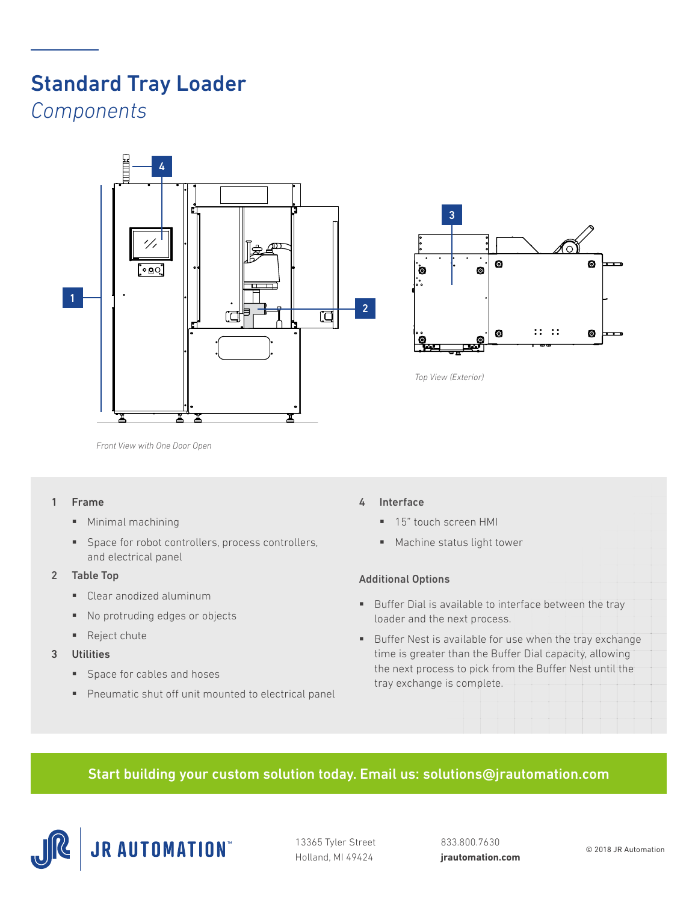# Standard Tray Loader

*Components*

4

1

2

3

Front View with One Door Open

Top View (Exterior)

1. **Frame**
   - Minimal machining
   - Space for robot controllers, process controllers, and electrical panel
2. **Table Top**
   - Clear anodized aluminum
   - No protruding edges or objects
   - Reject chute
3. **Utilities**
   - Space for cables and hoses
   - Pneumatic shut off unit mounted to electrical panel
4. **Interface**
   - 15" touch screen HMI
   - Machine status light tower

**Additional Options**

- Buffer Dial is available to interface between the tray loader and the next process.
- Buffer Nest is available for use when the tray exchange time is greater than the Buffer Dial capacity, allowing the next process to pick from the Buffer Nest until the tray exchange is complete.

**Start building your custom solution today. Email us: solutions@jrautomation.com**

JR AUTOMATION™

13365 Tyler Street
Holland, MI 49424

833.800.7630
**jrautomation.com**

© 2018 JR Automation